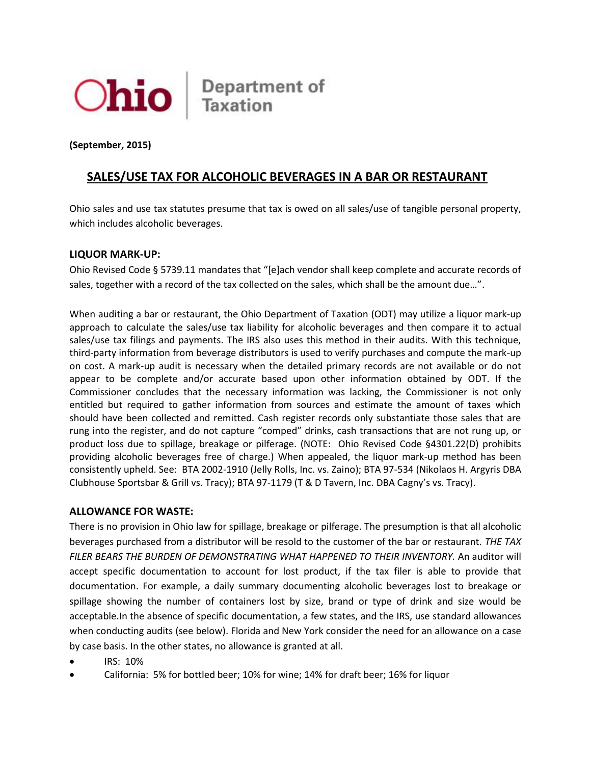Ohio | Department of Taxation

**(September, 2015)**

# SALES/USE TAX FOR ALCOHOLIC BEVERAGES IN A BAR OR RESTAURANT

Ohio sales and use tax statutes presume that tax is owed on all sales/use of tangible personal property, which includes alcoholic beverages.

### LIQUOR MARK-UP:

Ohio Revised Code § 5739.11 mandates that "[e]ach vendor shall keep complete and accurate records of sales, together with a record of the tax collected on the sales, which shall be the amount due…".

When auditing a bar or restaurant, the Ohio Department of Taxation (ODT) may utilize a liquor mark-up approach to calculate the sales/use tax liability for alcoholic beverages and then compare it to actual sales/use tax filings and payments. The IRS also uses this method in their audits. With this technique, third-party information from beverage distributors is used to verify purchases and compute the mark-up on cost. A mark-up audit is necessary when the detailed primary records are not available or do not appear to be complete and/or accurate based upon other information obtained by ODT. If the Commissioner concludes that the necessary information was lacking, the Commissioner is not only entitled but required to gather information from sources and estimate the amount of taxes which should have been collected and remitted. Cash register records only substantiate those sales that are rung into the register, and do not capture "comped" drinks, cash transactions that are not rung up, or product loss due to spillage, breakage or pilferage. (NOTE: Ohio Revised Code §4301.22(D) prohibits providing alcoholic beverages free of charge.) When appealed, the liquor mark-up method has been consistently upheld. See: BTA 2002-1910 (Jelly Rolls, Inc. vs. Zaino); BTA 97-534 (Nikolaos H. Argyris DBA Clubhouse Sportsbar & Grill vs. Tracy); BTA 97-1179 (T & D Tavern, Inc. DBA Cagny's vs. Tracy).

### ALLOWANCE FOR WASTE:

There is no provision in Ohio law for spillage, breakage or pilferage. The presumption is that all alcoholic beverages purchased from a distributor will be resold to the customer of the bar or restaurant. *THE TAX FILER BEARS THE BURDEN OF DEMONSTRATING WHAT HAPPENED TO THEIR INVENTORY.* An auditor will accept specific documentation to account for lost product, if the tax filer is able to provide that documentation. For example, a daily summary documenting alcoholic beverages lost to breakage or spillage showing the number of containers lost by size, brand or type of drink and size would be acceptable.In the absence of specific documentation, a few states, and the IRS, use standard allowances when conducting audits (see below). Florida and New York consider the need for an allowance on a case by case basis. In the other states, no allowance is granted at all.

- IRS: 10%
- California: 5% for bottled beer; 10% for wine; 14% for draft beer; 16% for liquor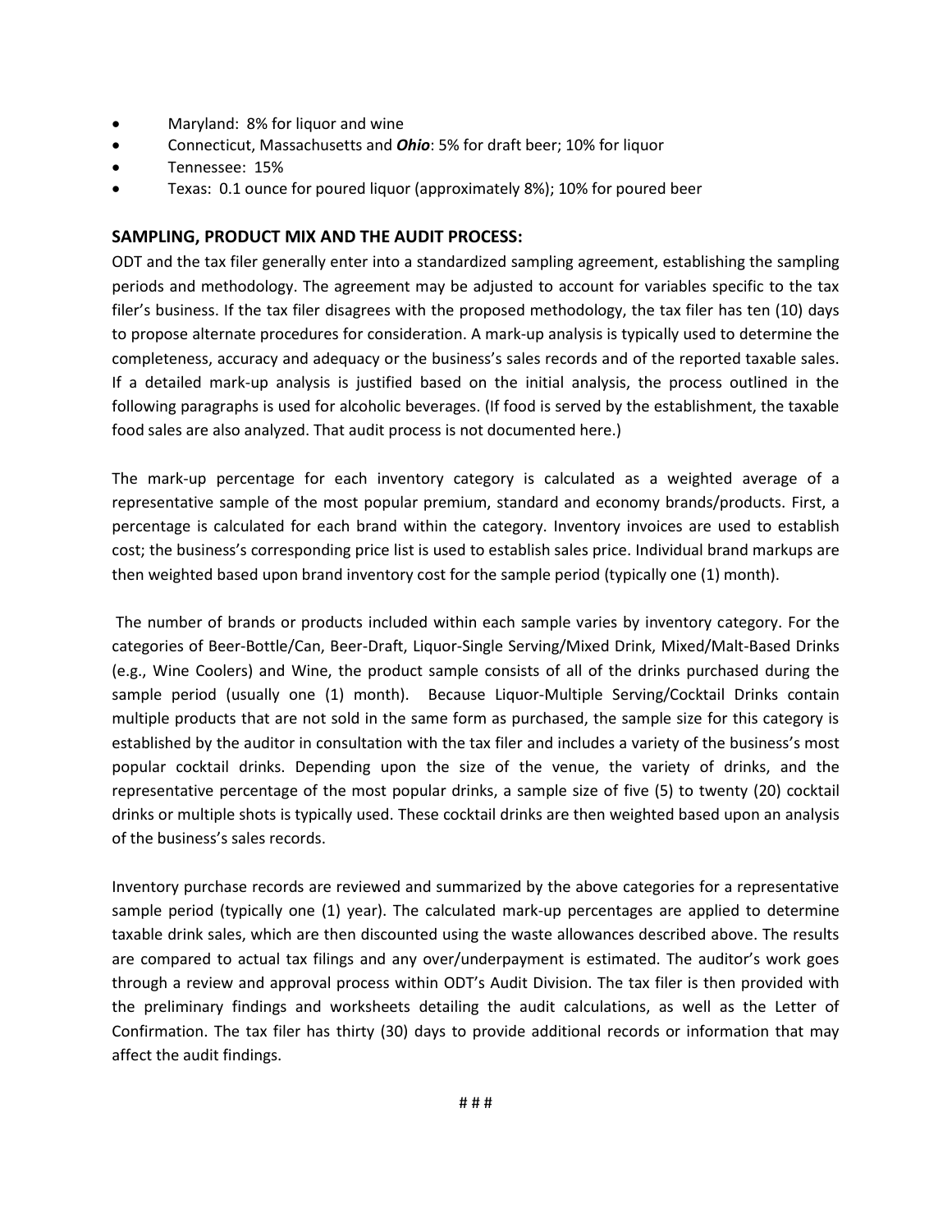- Maryland: 8% for liquor and wine
- Connecticut, Massachusetts and ***Ohio***: 5% for draft beer; 10% for liquor
- Tennessee: 15%
- Texas: 0.1 ounce for poured liquor (approximately 8%); 10% for poured beer

## SAMPLING, PRODUCT MIX AND THE AUDIT PROCESS:

ODT and the tax filer generally enter into a standardized sampling agreement, establishing the sampling periods and methodology. The agreement may be adjusted to account for variables specific to the tax filer's business. If the tax filer disagrees with the proposed methodology, the tax filer has ten (10) days to propose alternate procedures for consideration. A mark-up analysis is typically used to determine the completeness, accuracy and adequacy or the business's sales records and of the reported taxable sales. If a detailed mark-up analysis is justified based on the initial analysis, the process outlined in the following paragraphs is used for alcoholic beverages. (If food is served by the establishment, the taxable food sales are also analyzed. That audit process is not documented here.)

The mark-up percentage for each inventory category is calculated as a weighted average of a representative sample of the most popular premium, standard and economy brands/products. First, a percentage is calculated for each brand within the category. Inventory invoices are used to establish cost; the business's corresponding price list is used to establish sales price. Individual brand markups are then weighted based upon brand inventory cost for the sample period (typically one (1) month).

The number of brands or products included within each sample varies by inventory category. For the categories of Beer-Bottle/Can, Beer-Draft, Liquor-Single Serving/Mixed Drink, Mixed/Malt-Based Drinks (e.g., Wine Coolers) and Wine, the product sample consists of all of the drinks purchased during the sample period (usually one (1) month). Because Liquor-Multiple Serving/Cocktail Drinks contain multiple products that are not sold in the same form as purchased, the sample size for this category is established by the auditor in consultation with the tax filer and includes a variety of the business's most popular cocktail drinks. Depending upon the size of the venue, the variety of drinks, and the representative percentage of the most popular drinks, a sample size of five (5) to twenty (20) cocktail drinks or multiple shots is typically used. These cocktail drinks are then weighted based upon an analysis of the business's sales records.

Inventory purchase records are reviewed and summarized by the above categories for a representative sample period (typically one (1) year). The calculated mark-up percentages are applied to determine taxable drink sales, which are then discounted using the waste allowances described above. The results are compared to actual tax filings and any over/underpayment is estimated. The auditor's work goes through a review and approval process within ODT's Audit Division. The tax filer is then provided with the preliminary findings and worksheets detailing the audit calculations, as well as the Letter of Confirmation. The tax filer has thirty (30) days to provide additional records or information that may affect the audit findings.

# # #